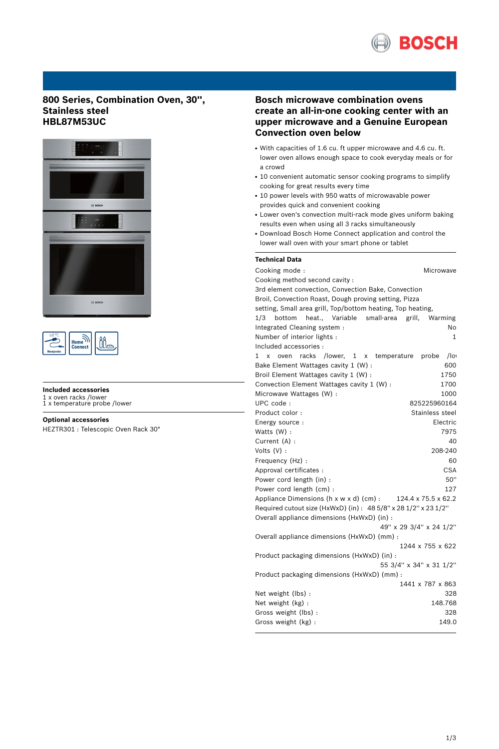# 800 Series, Combination Oven, 30", Stainless steel
# HBL87M53UC

## Included accessories

1 x oven racks /lower
1 x temperature probe /lower

## Optional accessories

HEZTR301 : Telescopic Oven Rack 30"

## Bosch microwave combination ovens create an all-in-one cooking center with an upper microwave and a Genuine European Convection oven below

- With capacities of 1.6 cu. ft upper microwave and 4.6 cu. ft. lower oven allows enough space to cook everyday meals or for a crowd
- 10 convenient automatic sensor cooking programs to simplify cooking for great results every time
- 10 power levels with 950 watts of microwavable power provides quick and convenient cooking
- Lower oven's convection multi-rack mode gives uniform baking results even when using all 3 racks simultaneously
- Download Bosch Home Connect application and control the lower wall oven with your smart phone or tablet

### Technical Data

Cooking mode : Microwave

Cooking method second cavity :
3rd element convection, Convection Bake, Convection Broil, Convection Roast, Dough proving setting, Pizza setting, Small area grill, Top/bottom heating, Top heating, 1/3 bottom heat., Variable small-area grill, Warming

Integrated Cleaning system : No

Number of interior lights : 1

Included accessories :
1 x oven racks /lower, 1 x temperature probe /lo

Bake Element Wattages cavity 1 (W) : 600

Broil Element Wattages cavity 1 (W) : 1750

Convection Element Wattages cavity 1 (W) : 1700

Microwave Wattages (W) : 1000

UPC code : 825225960164

Product color : Stainless steel

Energy source : Electric

Watts (W) : 7975

Current (A) : 40

Volts (V) : 208-240

Frequency (Hz) : 60

Approval certificates : CSA

Power cord length (in) : 50"

Power cord length (cm) : 127

Appliance Dimensions (h x w x d) (cm) : 124.4 x 75.5 x 62.2

Required cutout size (HxWxD) (in) : 48 5/8" x 28 1/2" x 23 1/2"

Overall appliance dimensions (HxWxD) (in) :
49" x 29 3/4" x 24 1/2"

Overall appliance dimensions (HxWxD) (mm) :
1244 x 755 x 622

Product packaging dimensions (HxWxD) (in) :
55 3/4" x 34" x 31 1/2"

Product packaging dimensions (HxWxD) (mm) :
1441 x 787 x 863

Net weight (lbs) : 328

Net weight (kg) : 148.768

Gross weight (lbs) : 328

Gross weight (kg) : 149.0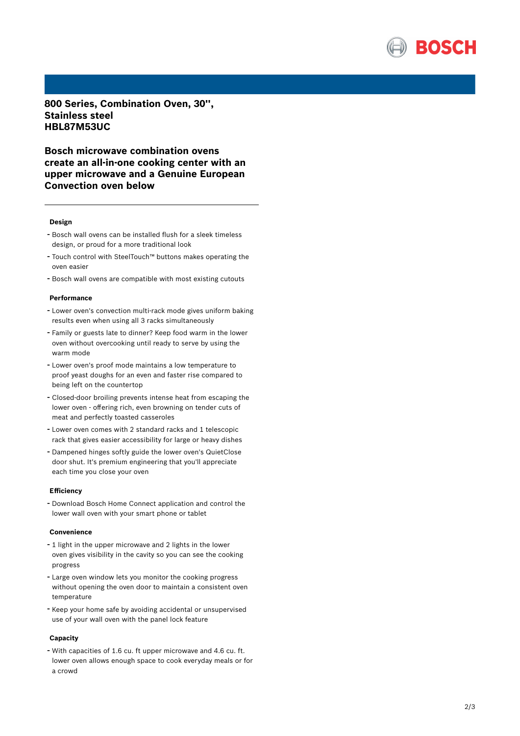# 800 Series, Combination Oven, 30'', Stainless steel HBL87M53UC

## Bosch microwave combination ovens create an all-in-one cooking center with an upper microwave and a Genuine European Convection oven below

### Design

- Bosch wall ovens can be installed flush for a sleek timeless design, or proud for a more traditional look
- Touch control with SteelTouch™ buttons makes operating the oven easier
- Bosch wall ovens are compatible with most existing cutouts

### Performance

- Lower oven's convection multi-rack mode gives uniform baking results even when using all 3 racks simultaneously
- Family or guests late to dinner? Keep food warm in the lower oven without overcooking until ready to serve by using the warm mode
- Lower oven's proof mode maintains a low temperature to proof yeast doughs for an even and faster rise compared to being left on the countertop
- Closed-door broiling prevents intense heat from escaping the lower oven - offering rich, even browning on tender cuts of meat and perfectly toasted casseroles
- Lower oven comes with 2 standard racks and 1 telescopic rack that gives easier accessibility for large or heavy dishes
- Dampened hinges softly guide the lower oven's QuietClose door shut. It's premium engineering that you'll appreciate each time you close your oven

### Efficiency

- Download Bosch Home Connect application and control the lower wall oven with your smart phone or tablet

### Convenience

- 1 light in the upper microwave and 2 lights in the lower oven gives visibility in the cavity so you can see the cooking progress
- Large oven window lets you monitor the cooking progress without opening the oven door to maintain a consistent oven temperature
- Keep your home safe by avoiding accidental or unsupervised use of your wall oven with the panel lock feature

### Capacity

- With capacities of 1.6 cu. ft upper microwave and 4.6 cu. ft. lower oven allows enough space to cook everyday meals or for a crowd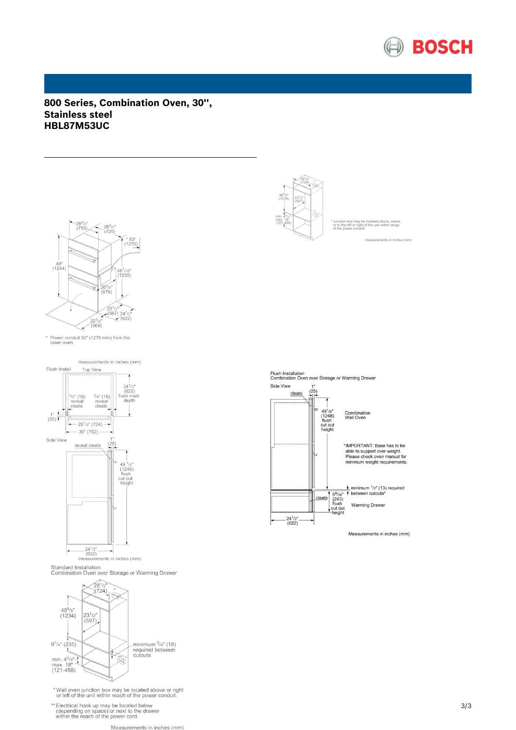# 800 Series, Combination Oven, 30'', Stainless steel HBL87M53UC

29 3/4" (755)
28 3/8" (720)
* 50" (1270)
49" (1244)
48 7/16" (1230)
26 5/8" (676)
23 1/2" (597)
24 1/2" (622)
22 3/8" (568)

* Power conduit 50" (1270 mm) from the lower oven.

measurements in inches (mm)

28 1/2" (724)
48 5/8" (1234)
23 1/2" (597)
min. 4 3/4" max. 18" (121-458)

* Junction box may be installed above, below, or to the left or right of the unit within range of the power conduit.

measurements in inches (mm)

Flush Install

Top View

3/4" (19) reveal cleats
3/4" (19) reveal cleats
24 1/2" (622) flush inset depth
1" (25)
28 1/2" (724)
30" (762)

Side View

reveal cleats
1" (25)
49 1/8" (1248) flush cut out height
24 1/2" (622)

measurements in inches (mm)

Flush Installation
Combination Oven over Storage or Warming Drawer

Side View

cleats
1" (25)
49 1/8" (1248) flush cut out height
Combination Wall Oven

*IMPORTANT: Base has to be able to support over weight. Please check oven manual for minimum weight requirements.

minimum 1/2" (13) required between cutouts*
9 9/16" (243) flush cut out height
cleats
Warming Drawer
24 1/2" (622)

Measurements in inches (mm)

Standard Installation
Combination Oven over Storage or Warming Drawer

28 1/2" (724)
48 5/8" (1234)
23 1/2" (597)
9 1/4" (235)
minimum 3/4" (18) required between cutouts
min. 4 3/4" max. 18" (121-456)

*Wall oven junction box may be located above or right or left of the unit within reach of the power conduit.

**Electrical hook up may be located below (depending on space) or next to the drawer within the reach of the power cord.

Measurements in inches (mm)